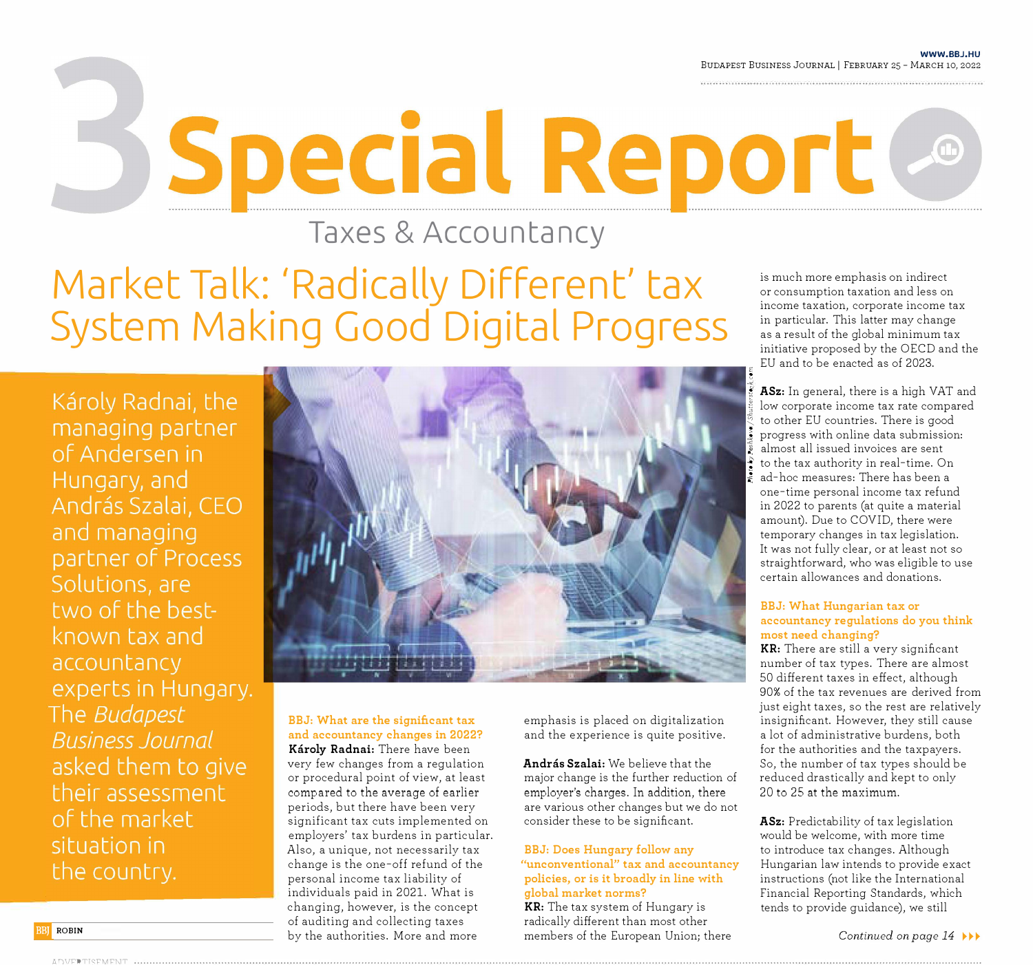# 3 Special Report

## Taxes & Accountancy

# Market Talk: 'Radically Different' tax System Making Good Digital Progress

Károly Radnai, the managing partner of Andersen in Hungary, and András Szalai, CEO and managing partner of Process Solutions, are two of the best-known tax and accountancy experts in Hungary. The *Budapest Business Journal* asked them to give their assessment of the market situation in the country.

Photo by Peshkova / Shutterstock.com

**BBJ: What are the significant tax and accountancy changes in 2022?**

**Károly Radnai:** There have been very few changes from a regulation or procedural point of view, at least compared to the average of earlier periods, but there have been very significant tax cuts implemented on employers' tax burdens in particular. Also, a unique, not necessarily tax change is the one-off refund of the personal income tax liability of individuals paid in 2021. What is changing, however, is the concept of auditing and collecting taxes by the authorities. More and more emphasis is placed on digitalization and the experience is quite positive.

**András Szalai:** We believe that the major change is the further reduction of employer's charges. In addition, there are various other changes but we do not consider these to be significant.

**BBJ: Does Hungary follow any "unconventional" tax and accountancy policies, or is it broadly in line with global market norms?**

**KR:** The tax system of Hungary is radically different than most other members of the European Union; there is much more emphasis on indirect or consumption taxation and less on income taxation, corporate income tax in particular. This latter may change as a result of the global minimum tax initiative proposed by the OECD and the EU and to be enacted as of 2023.

**ASz:** In general, there is a high VAT and low corporate income tax rate compared to other EU countries. There is good progress with online data submission: almost all issued invoices are sent to the tax authority in real-time. On ad-hoc measures: There has been a one-time personal income tax refund in 2022 to parents (at quite a material amount). Due to COVID, there were temporary changes in tax legislation. It was not fully clear, or at least not so straightforward, who was eligible to use certain allowances and donations.

**BBJ: What Hungarian tax or accountancy regulations do you think most need changing?**

**KR:** There are still a very significant number of tax types. There are almost 50 different taxes in effect, although 90% of the tax revenues are derived from just eight taxes, so the rest are relatively insignificant. However, they still cause a lot of administrative burdens, both for the authorities and the taxpayers. So, the number of tax types should be reduced drastically and kept to only 20 to 25 at the maximum.

**ASz:** Predictability of tax legislation would be welcome, with more time to introduce tax changes. Although Hungarian law intends to provide exact instructions (not like the International Financial Reporting Standards, which tends to provide guidance), we still

*Continued on page 14*

BBJ ROBIN

ADVERTISEMENT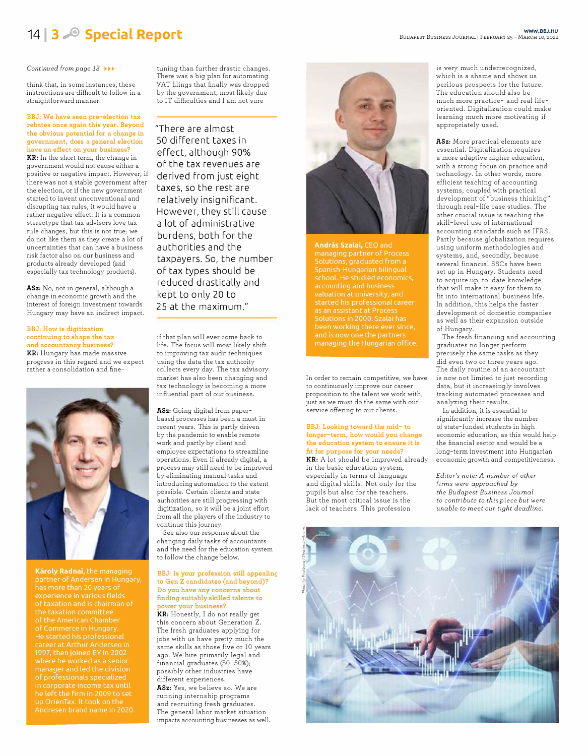*Continued from page 13*

think that, in some instances, these instructions are difficult to follow in a straightforward manner.

**BBJ: We have seen pre-election tax rebates once again this year. Beyond the obvious potential for a change in government, does a general election have an effect on your business?**

**KR:** In the short term, the change in government would not cause either a positive or negative impact. However, if there was not a stable government after the election, or if the new government started to invent unconventional and disrupting tax rules, it would have a rather negative effect. It is a common stereotype that tax advisors love tax rule changes, but this is not true; we do not like them as they create a lot of uncertainties that can have a business risk factor also on our business and products already developed (and especially tax technology products).

**ASz:** No, not in general, although a change in economic growth and the interest of foreign investment towards Hungary may have an indirect impact.

**BBJ: How is digitization continuing to shape the tax and accountancy business?**

**KR:** Hungary has made massive progress in this regard and we expect rather a consolidation and fine-tuning than further drastic changes. There was a big plan for automating VAT filings that finally was dropped by the government, most likely due to IT difficulties and I am not sure if that plan will ever come back to life. The focus will most likely shift to improving tax audit techniques using the data the tax authority collects every day. The tax advisory market has also been changing and tax technology is becoming a more influential part of our business.

**Károly Radnai,** the managing partner of Andersen in Hungary, has more than 20 years of experience in various fields of taxation and is chairman of the taxation committee of the American Chamber of Commerce in Hungary. He started his professional career at Arthur Andersen in 1997, then joined EY in 2002 where he worked as a senior manager and led the division of professionals specialized in corporate income tax until he left the firm in 2009 to set up OrienTax. It took on the Andresen brand name in 2020.

"There are almost 50 different taxes in effect, although 90% of the tax revenues are derived from just eight taxes, so the rest are relatively insignificant. However, they still cause a lot of administrative burdens, both for the authorities and the taxpayers. So, the number of tax types should be reduced drastically and kept to only 20 to 25 at the maximum."

**ASz:** Going digital from paper-based processes has been a must in recent years. This is partly driven by the pandemic to enable remote work and partly by client and employee expectations to streamline operations. Even if already digital, a process may still need to be improved by eliminating manual tasks and introducing automation to the extent possible. Certain clients and state authorities are still progressing with digitization, so it will be a joint effort from all the players of the industry to continue this journey.

See also our response about the changing daily tasks of accountants and the need for the education system to follow the change below.

**BBJ: Is your profession still appealing to Gen Z candidates (and beyond)? Do you have any concerns about finding suitably skilled talents to power your business?**

**KR:** Honestly, I do not really get this concern about Generation Z. The fresh graduates applying for jobs with us have pretty much the same skills as those five or 10 years ago. We hire primarily legal and financial graduates (50-50%); possibly other industries have different experiences.

**ASz:** Yes, we believe so. We are running internship programs and recruiting fresh graduates. The general labor market situation impacts accounting businesses as well.

**András Szalai,** CEO and managing partner of Process Solutions, graduated from a Spanish-Hungarian bilingual school. He studied economics, accounting and business valuation at university, and started his professional career as an assistant at Process Solutions in 2000. Szalai has been working there ever since, and is now one the partners managing the Hungarian office.

In order to remain competitive, we have to continuously improve our career proposition to the talent we work with, just as we must do the same with our service offering to our clients.

**BBJ: Looking toward the mid- to longer-term, how would you change the education system to ensure it is fit for purpose for your needs?**

**KR:** A lot should be improved already in the basic education system, especially in terms of language and digital skills. Not only for the pupils but also for the teachers. But the most critical issue is the lack of teachers. This profession is very much underrecognized, which is a shame and shows us perilous prospects for the future. The education should also be much more practice- and real life-oriented. Digitalization could make learning much more motivating if appropriately used.

**ASz:** More practical elements are essential. Digitalization requires a more adaptive higher education, with a strong focus on practice and technology. In other words, more efficient teaching of accounting systems, coupled with practical development of "business thinking" through real-life case studies. The other crucial issue is teaching the skill-level use of international accounting standards such as IFRS. Partly because globalization requires using uniform methodologies and systems, and, secondly, because several financial SSCs have been set up in Hungary. Students need to acquire up-to-date knowledge that will make it easy for them to fit into international business life. In addition, this helps the faster development of domestic companies as well as their expansion outside of Hungary.

The fresh financing and accounting graduates no longer perform precisely the same tasks as they did even two or three years ago. The daily routine of an accountant is now not limited to just recording data, but it increasingly involves tracking automated processes and analyzing their results.

In addition, it is essential to significantly increase the number of state-funded students in high economic education, as this would help the financial sector and would be a long-term investment into Hungarian economic growth and competitiveness.

*Editor's note: A number of other firms were approached by the Budapest Business Journal to contribute to this piece but were unable to meet our tight deadline.*

Photo by Peshkova / Shutterstock.com